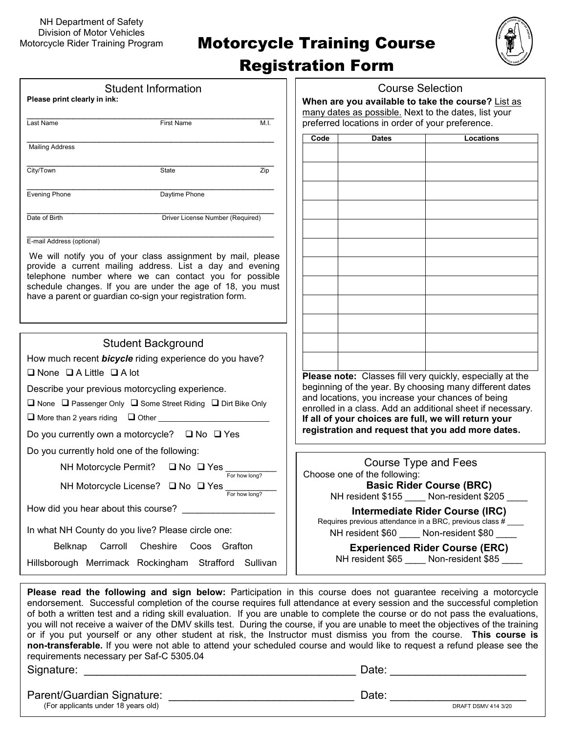NH Department of Safety
Division of Motor Vehicles
Motorcycle Rider Training Program

# Motorcycle Training Course Registration Form

## Student Information

**Please print clearly in ink:**

\_\_\_\_\_\_\_\_\_\_\_\_\_\_\_\_\_\_\_\_\_\_\_\_\_\_\_\_\_\_\_\_\_\_\_\_\_\_\_\_\_\_\_\_\_\_\_\_\_\_\_\_
Last Name | First Name | M.I.

\_\_\_\_\_\_\_\_\_\_\_\_\_\_\_\_\_\_\_\_\_\_\_\_\_\_\_\_\_\_\_\_\_\_\_\_\_\_\_\_\_\_\_\_\_\_\_\_\_\_\_\_
Mailing Address

\_\_\_\_\_\_\_\_\_\_\_\_\_\_\_\_\_\_\_\_\_\_\_\_\_\_\_\_\_\_\_\_\_\_\_\_\_\_\_\_\_\_\_\_\_\_\_\_\_\_\_\_
City/Town | State | Zip

\_\_\_\_\_\_\_\_\_\_\_\_\_\_\_\_\_\_\_\_\_\_\_\_\_\_\_\_\_\_\_\_\_\_\_\_\_\_\_\_\_\_\_\_\_\_\_\_\_\_\_\_
Evening Phone | Daytime Phone

\_\_\_\_\_\_\_\_\_\_\_\_\_\_\_\_\_\_\_\_\_\_\_\_\_\_\_\_\_\_\_\_\_\_\_\_\_\_\_\_\_\_\_\_\_\_\_\_\_\_\_\_
Date of Birth | Driver License Number (Required)

\_\_\_\_\_\_\_\_\_\_\_\_\_\_\_\_\_\_\_\_\_\_\_\_\_\_\_\_\_\_\_\_\_\_\_\_\_\_\_\_\_\_\_\_\_\_\_\_\_\_\_\_
E-mail Address (optional)

We will notify you of your class assignment by mail, please provide a current mailing address. List a day and evening telephone number where we can contact you for possible schedule changes. If you are under the age of 18, you must have a parent or guardian co-sign your registration form.

## Student Background

How much recent ***bicycle*** riding experience do you have?

❑ None ❑ A Little ❑ A lot

Describe your previous motorcycling experience.

❑ None ❑ Passenger Only ❑ Some Street Riding ❑ Dirt Bike Only

❑ More than 2 years riding ❑ Other \_\_\_\_\_\_\_\_\_\_\_\_\_\_\_\_\_\_\_\_\_\_\_\_

Do you currently own a motorcycle? ❑ No ❑ Yes

Do you currently hold one of the following:

NH Motorcycle Permit? ❑ No ❑ Yes \_\_\_\_\_\_\_\_\_\_ For how long?

NH Motorcycle License? ❑ No ❑ Yes \_\_\_\_\_\_\_\_\_\_ For how long?

How did you hear about this course? \_\_\_\_\_\_\_\_\_\_\_\_\_\_\_\_\_\_

In what NH County do you live? Please circle one:

Belknap Carroll Cheshire Coos Grafton

Hillsborough Merrimack Rockingham Strafford Sullivan

## Course Selection

**When are you available to take the course?** List as many dates as possible. Next to the dates, list your preferred locations in order of your preference.

| Code | Dates | Locations |
|---|---|---|
| | | |
| | | |
| | | |
| | | |
| | | |
| | | |
| | | |
| | | |
| | | |
| | | |
| | | |
| | | |

**Please note:** Classes fill very quickly, especially at the beginning of the year. By choosing many different dates and locations, you increase your chances of being enrolled in a class. Add an additional sheet if necessary. **If all of your choices are full, we will return your registration and request that you add more dates.**

## Course Type and Fees

Choose one of the following:

**Basic Rider Course (BRC)**
NH resident $155 \_\_\_\_ Non-resident $205 \_\_\_\_

**Intermediate Rider Course (IRC)**
Requires previous attendance in a BRC, previous class # \_\_\_\_
NH resident $60 \_\_\_\_ Non-resident $80 \_\_\_\_

**Experienced Rider Course (ERC)**
NH resident $65 \_\_\_\_ Non-resident $85 \_\_\_\_

**Please read the following and sign below:** Participation in this course does not guarantee receiving a motorcycle endorsement. Successful completion of the course requires full attendance at every session and the successful completion of both a written test and a riding skill evaluation. If you are unable to complete the course or do not pass the evaluations, you will not receive a waiver of the DMV skills test. During the course, if you are unable to meet the objectives of the training or if you put yourself or any other student at risk, the Instructor must dismiss you from the course. **This course is non-transferable.** If you were not able to attend your scheduled course and would like to request a refund please see the requirements necessary per Saf-C 5305.04

Signature: \_\_\_\_\_\_\_\_\_\_\_\_\_\_\_\_\_\_\_\_\_\_\_\_\_\_\_\_\_\_\_\_\_\_\_\_\_\_\_\_\_\_\_\_ Date: \_\_\_\_\_\_\_\_\_\_\_\_\_\_\_\_\_\_\_\_\_\_

Parent/Guardian Signature: \_\_\_\_\_\_\_\_\_\_\_\_\_\_\_\_\_\_\_\_\_\_\_\_\_\_\_\_\_\_\_ Date: \_\_\_\_\_\_\_\_\_\_\_\_\_\_\_\_\_\_\_\_\_\_
(For applicants under 18 years old)

DRAFT DSMV 414 3/20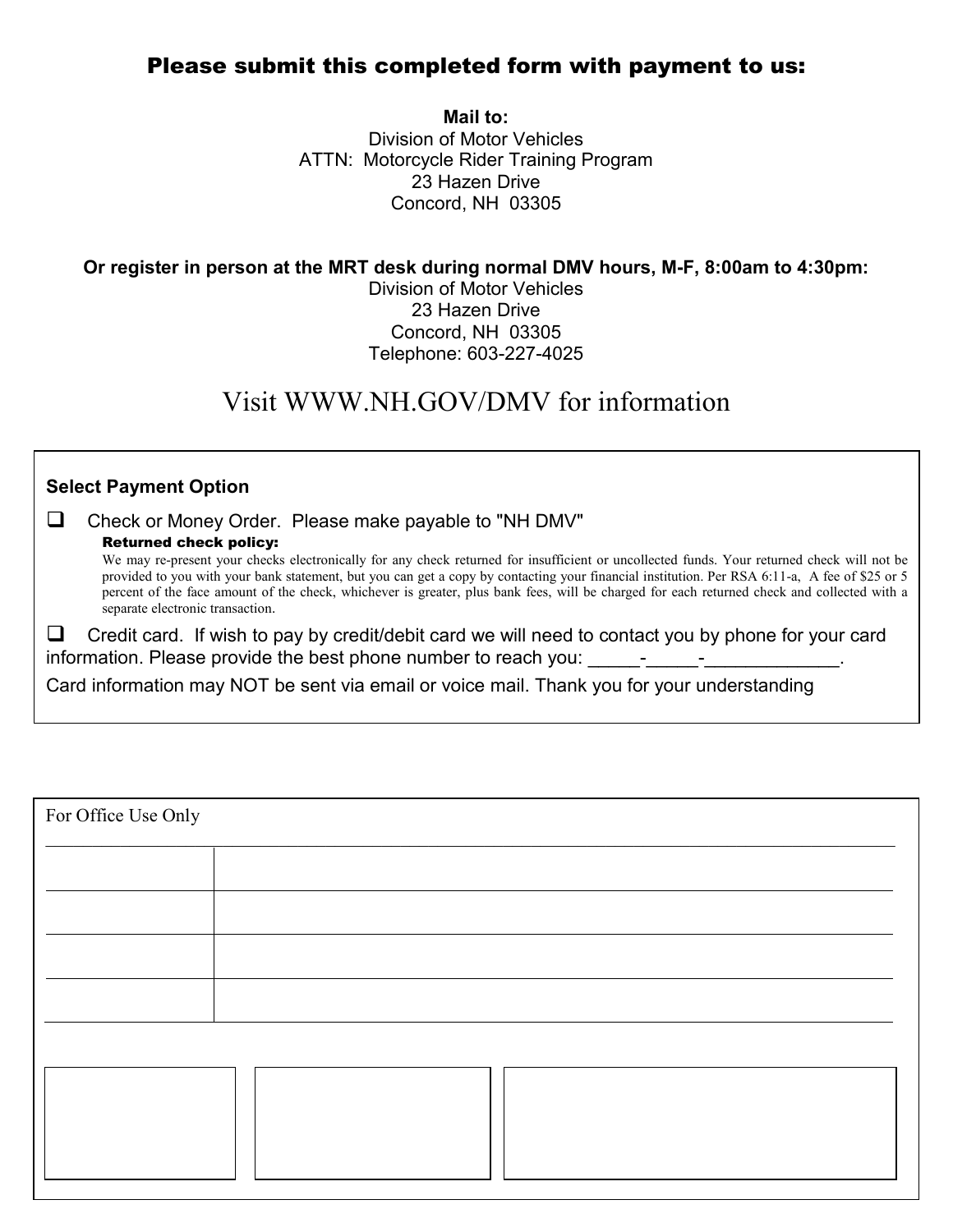## Please submit this completed form with payment to us:

**Mail to:**
Division of Motor Vehicles
ATTN: Motorcycle Rider Training Program
23 Hazen Drive
Concord, NH 03305

**Or register in person at the MRT desk during normal DMV hours, M-F, 8:00am to 4:30pm:**
Division of Motor Vehicles
23 Hazen Drive
Concord, NH 03305
Telephone: 603-227-4025

Visit WWW.NH.GOV/DMV for information

**Select Payment Option**

☐ Check or Money Order. Please make payable to "NH DMV"

**Returned check policy:**
We may re-present your checks electronically for any check returned for insufficient or uncollected funds. Your returned check will not be provided to you with your bank statement, but you can get a copy by contacting your financial institution. Per RSA 6:11-a, A fee of $25 or 5 percent of the face amount of the check, whichever is greater, plus bank fees, will be charged for each returned check and collected with a separate electronic transaction.

☐ Credit card. If wish to pay by credit/debit card we will need to contact you by phone for your card information. Please provide the best phone number to reach you: _____-_____-_____________.

Card information may NOT be sent via email or voice mail. Thank you for your understanding

For Office Use Only

| | |
|---|---|
| | |
| | |
| | |
| | |

| | | |
|---|---|---|
| | | |